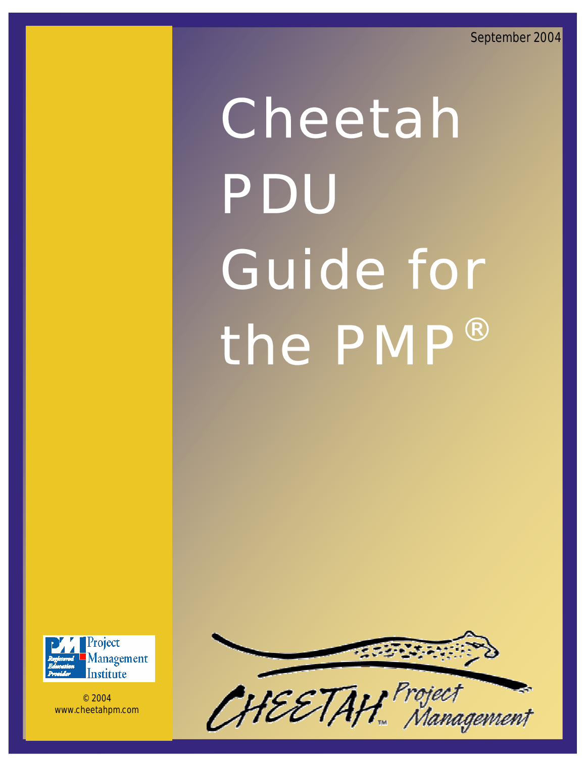September 2004

# Cheetah PDU Guide for the PMP®

PMI Project Management Institute — Registered Education Provider

© 2004
www.cheetahpm.com

CHEETAH™ Project Management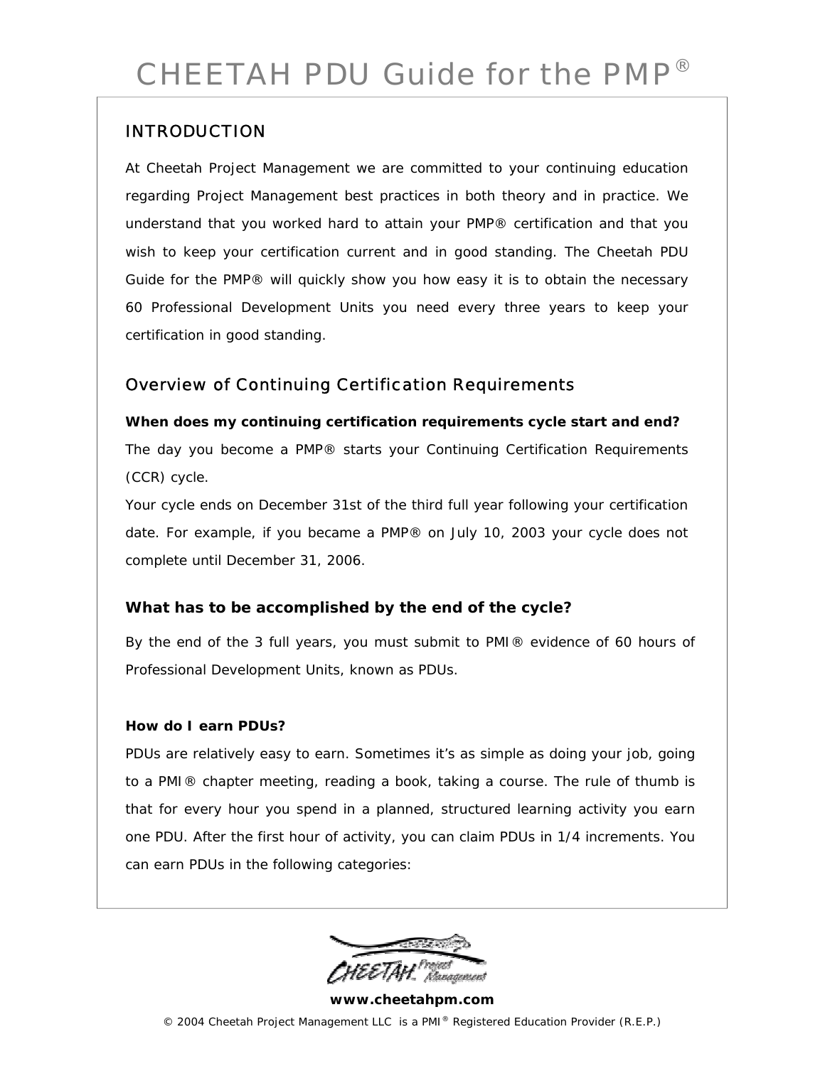# CHEETAH PDU Guide for the PMP®

## INTRODUCTION

At Cheetah Project Management we are committed to your continuing education regarding Project Management best practices in both theory and in practice. We understand that you worked hard to attain your PMP® certification and that you wish to keep your certification current and in good standing. The Cheetah PDU Guide for the PMP® will quickly show you how easy it is to obtain the necessary 60 Professional Development Units you need every three years to keep your certification in good standing.

## Overview of Continuing Certification Requirements

**When does my continuing certification requirements cycle start and end?**

The day you become a PMP® starts your Continuing Certification Requirements (CCR) cycle.

Your cycle ends on December 31st of the third full year following your certification date. For example, if you became a PMP® on July 10, 2003 your cycle does not complete until December 31, 2006.

**What has to be accomplished by the end of the cycle?**

By the end of the 3 full years, you must submit to PMI® evidence of 60 hours of Professional Development Units, known as PDUs.

**How do I earn PDUs?**

PDUs are relatively easy to earn. Sometimes it's as simple as doing your job, going to a PMI® chapter meeting, reading a book, taking a course. The rule of thumb is that for every hour you spend in a planned, structured learning activity you earn one PDU. After the first hour of activity, you can claim PDUs in 1/4 increments. You can earn PDUs in the following categories:

**www.cheetahpm.com**

© 2004 Cheetah Project Management LLC is a PMI® Registered Education Provider (R.E.P.)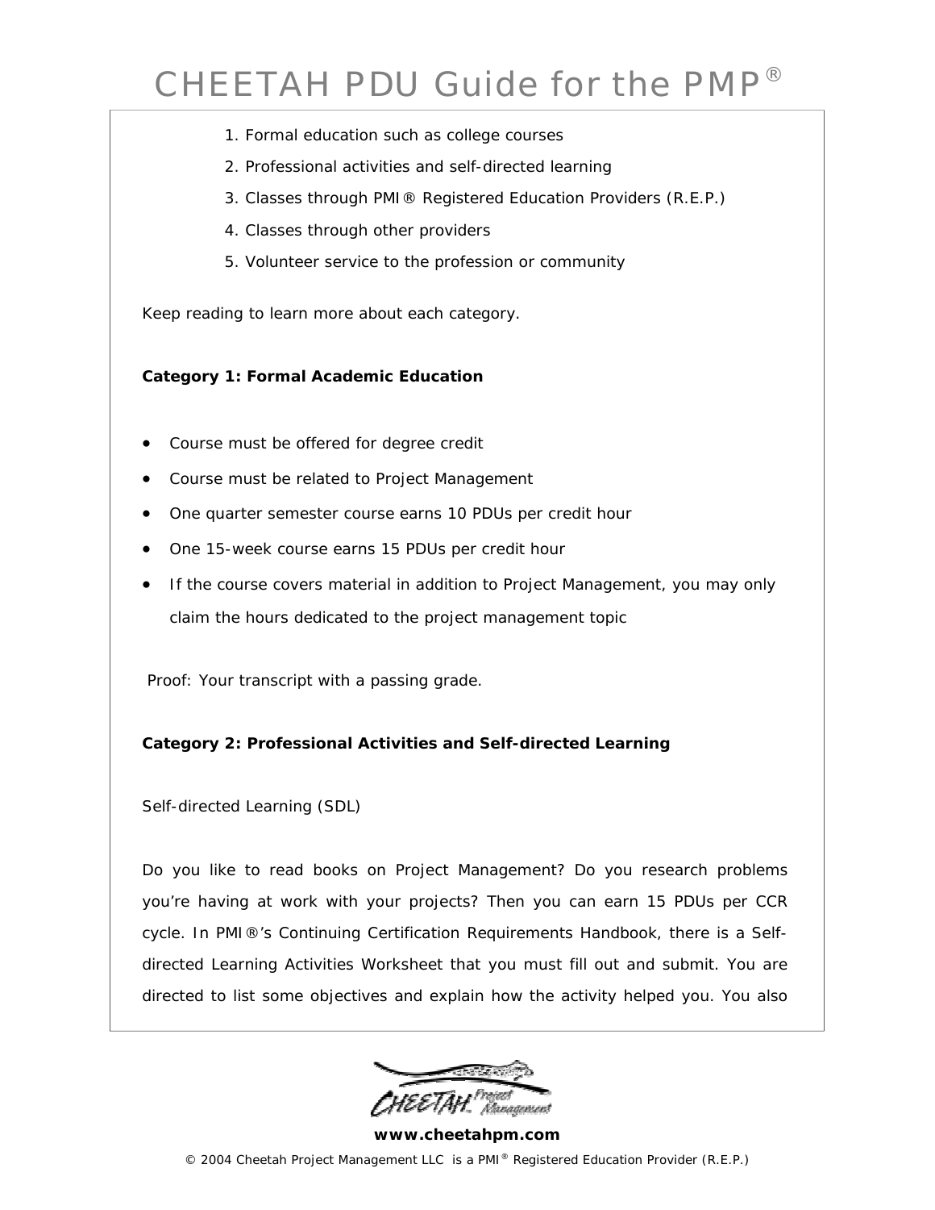1. Formal education such as college courses
2. Professional activities and self-directed learning
3. Classes through PMI® Registered Education Providers (R.E.P.)
4. Classes through other providers
5. Volunteer service to the profession or community

Keep reading to learn more about each category.

**Category 1: Formal Academic Education**

- Course must be offered for degree credit
- Course must be related to Project Management
- One quarter semester course earns 10 PDUs per credit hour
- One 15-week course earns 15 PDUs per credit hour
- If the course covers material in addition to Project Management, you may only claim the hours dedicated to the project management topic

Proof: Your transcript with a passing grade.

**Category 2: Professional Activities and Self-directed Learning**

Self-directed Learning (SDL)

Do you like to read books on Project Management? Do you research problems you're having at work with your projects? Then you can earn 15 PDUs per CCR cycle. In PMI®'s Continuing Certification Requirements Handbook, there is a Self-directed Learning Activities Worksheet that you must fill out and submit. You are directed to list some objectives and explain how the activity helped you. You also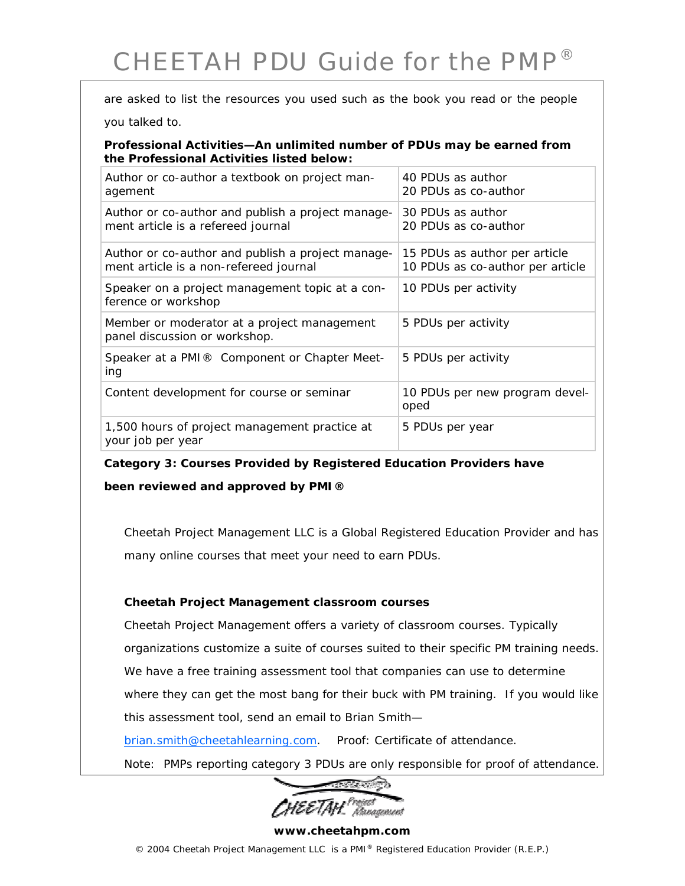are asked to list the resources you used such as the book you read or the people you talked to.

**Professional Activities—An unlimited number of PDUs may be earned from the Professional Activities listed below:**

| Activity | PDUs |
| --- | --- |
| Author or co-author a textbook on project management | 40 PDUs as author<br>20 PDUs as co-author |
| Author or co-author and publish a project management article is a refereed journal | 30 PDUs as author<br>20 PDUs as co-author |
| Author or co-author and publish a project management article is a non-refereed journal | 15 PDUs as author per article<br>10 PDUs as co-author per article |
| Speaker on a project management topic at a conference or workshop | 10 PDUs per activity |
| Member or moderator at a project management panel discussion or workshop. | 5 PDUs per activity |
| Speaker at a PMI® Component or Chapter Meeting | 5 PDUs per activity |
| Content development for course or seminar | 10 PDUs per new program developed |
| 1,500 hours of project management practice at your job per year | 5 PDUs per year |

**Category 3: Courses Provided by Registered Education Providers have been reviewed and approved by PMI®**

Cheetah Project Management LLC is a Global Registered Education Provider and has many online courses that meet your need to earn PDUs.

**Cheetah Project Management classroom courses**

Cheetah Project Management offers a variety of classroom courses. Typically organizations customize a suite of courses suited to their specific PM training needs. We have a free training assessment tool that companies can use to determine where they can get the most bang for their buck with PM training. If you would like this assessment tool, send an email to Brian Smith—brian.smith@cheetahlearning.com. Proof: Certificate of attendance.

Note: PMPs reporting category 3 PDUs are only responsible for proof of attendance.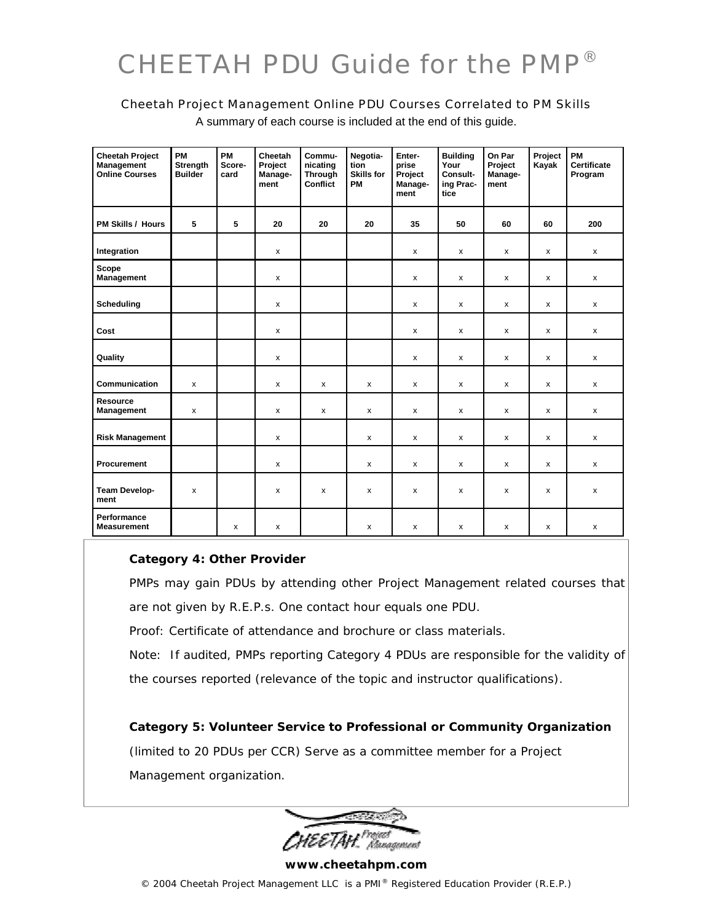# CHEETAH PDU Guide for the PMP®

Cheetah Project Management Online PDU Courses Correlated to PM Skills

A summary of each course is included at the end of this guide.

| Cheetah Project Management Online Courses | PM Strength Builder | PM Score-card | Cheetah Project Manage-ment | Commu-nicating Through Conflict | Negotia-tion Skills for PM | Enter-prise Project Manage-ment | Building Your Consult-ing Prac-tice | On Par Project Manage-ment | Project Kayak | PM Certificate Program |
|---|---|---|---|---|---|---|---|---|---|---|
| PM Skills / Hours | 5 | 5 | 20 | 20 | 20 | 35 | 50 | 60 | 60 | 200 |
| Integration | | | x | | | x | x | x | x | x |
| Scope Management | | | x | | | x | x | x | x | x |
| Scheduling | | | x | | | x | x | x | x | x |
| Cost | | | x | | | x | x | x | x | x |
| Quality | | | x | | | x | x | x | x | x |
| Communication | x | | x | x | x | x | x | x | x | x |
| Resource Management | x | | x | x | x | x | x | x | x | x |
| Risk Management | | | x | | x | x | x | x | x | x |
| Procurement | | | x | | x | x | x | x | x | x |
| Team Develop-ment | x | | x | x | x | x | x | x | x | x |
| Performance Measurement | | x | x | | x | x | x | x | x | x |

**Category 4: Other Provider**

PMPs may gain PDUs by attending other Project Management related courses that are not given by R.E.P.s. One contact hour equals one PDU.

Proof: Certificate of attendance and brochure or class materials.

Note: If audited, PMPs reporting Category 4 PDUs are responsible for the validity of the courses reported (relevance of the topic and instructor qualifications).

**Category 5: Volunteer Service to Professional or Community Organization**

(limited to 20 PDUs per CCR) Serve as a committee member for a Project Management organization.

CHEETAH Project Management

**www.cheetahpm.com**

© 2004 Cheetah Project Management LLC is a PMI® Registered Education Provider (R.E.P.)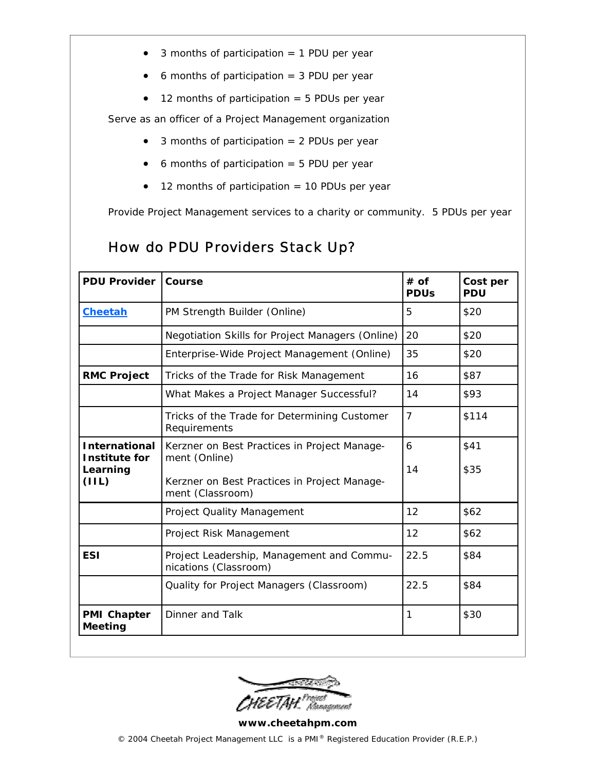- 3 months of participation = 1 PDU per year
- 6 months of participation = 3 PDU per year
- 12 months of participation = 5 PDUs per year

Serve as an officer of a Project Management organization

- 3 months of participation = 2 PDUs per year
- 6 months of participation = 5 PDU per year
- 12 months of participation = 10 PDUs per year

Provide Project Management services to a charity or community. 5 PDUs per year

## How do PDU Providers Stack Up?

| PDU Provider | Course | # of PDUs | Cost per PDU |
|---|---|---|---|
| **Cheetah** | PM Strength Builder (Online) | 5 | $20 |
| | Negotiation Skills for Project Managers (Online) | 20 | $20 |
| | Enterprise-Wide Project Management (Online) | 35 | $20 |
| **RMC Project** | Tricks of the Trade for Risk Management | 16 | $87 |
| | What Makes a Project Manager Successful? | 14 | $93 |
| | Tricks of the Trade for Determining Customer Requirements | 7 | $114 |
| **International Institute for Learning (IIL)** | Kerzner on Best Practices in Project Management (Online) | 6 | $41 |
| | Kerzner on Best Practices in Project Management (Classroom) | 14 | $35 |
| | Project Quality Management | 12 | $62 |
| | Project Risk Management | 12 | $62 |
| **ESI** | Project Leadership, Management and Communications (Classroom) | 22.5 | $84 |
| | Quality for Project Managers (Classroom) | 22.5 | $84 |
| **PMI Chapter Meeting** | Dinner and Talk | 1 | $30 |

**www.cheetahpm.com**

© 2004 Cheetah Project Management LLC is a PMI® Registered Education Provider (R.E.P.)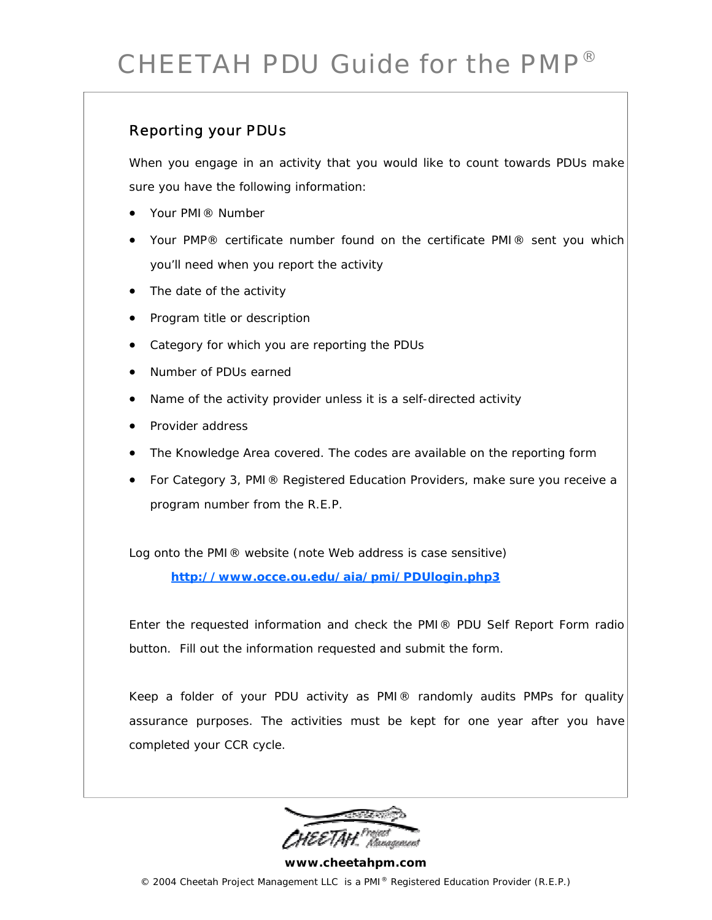## Reporting your PDUs

When you engage in an activity that you would like to count towards PDUs make sure you have the following information:

- Your PMI® Number
- Your PMP® certificate number found on the certificate PMI® sent you which you'll need when you report the activity
- The date of the activity
- Program title or description
- Category for which you are reporting the PDUs
- Number of PDUs earned
- Name of the activity provider unless it is a self-directed activity
- Provider address
- The Knowledge Area covered. The codes are available on the reporting form
- For Category 3, PMI® Registered Education Providers, make sure you receive a program number from the R.E.P.

Log onto the PMI® website (note Web address is case sensitive)

**http://www.occe.ou.edu/aia/pmi/PDUlogin.php3**

Enter the requested information and check the PMI® PDU Self Report Form radio button. Fill out the information requested and submit the form.

Keep a folder of your PDU activity as PMI® randomly audits PMPs for quality assurance purposes. The activities must be kept for one year after you have completed your CCR cycle.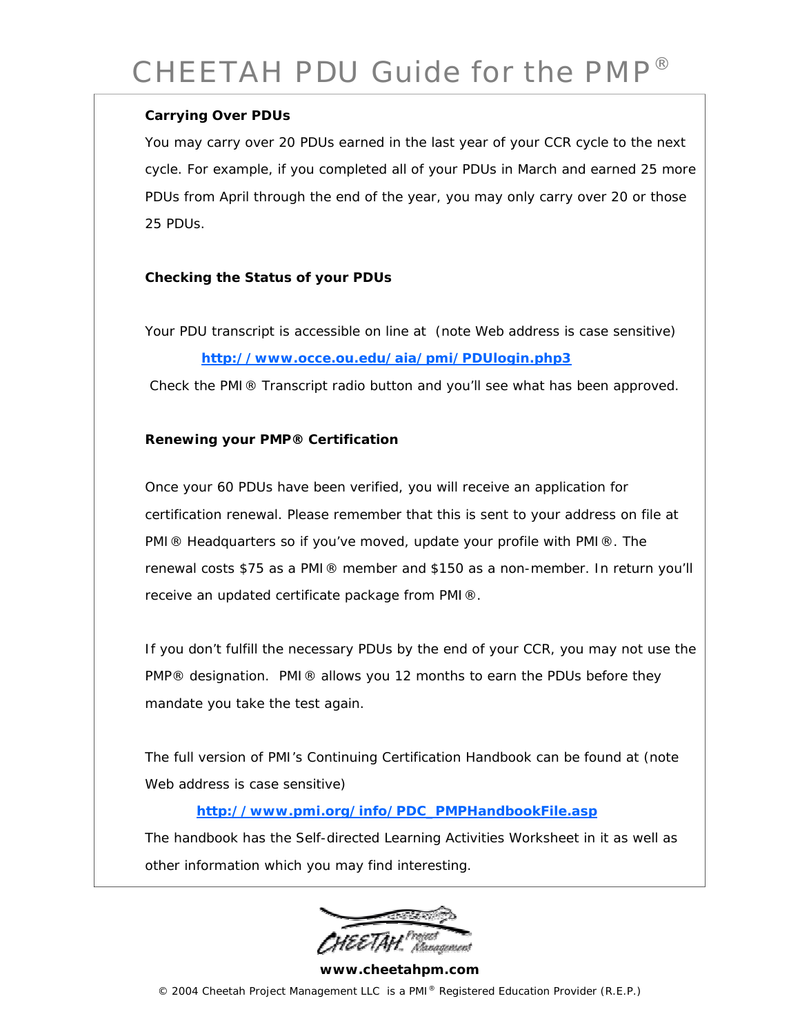### Carrying Over PDUs

You may carry over 20 PDUs earned in the last year of your CCR cycle to the next cycle. For example, if you completed all of your PDUs in March and earned 25 more PDUs from April through the end of the year, you may only carry over 20 or those 25 PDUs.

### Checking the Status of your PDUs

Your PDU transcript is accessible on line at (note Web address is case sensitive)

**http://www.occe.ou.edu/aia/pmi/PDUlogin.php3**

Check the PMI® Transcript radio button and you'll see what has been approved.

### Renewing your PMP® Certification

Once your 60 PDUs have been verified, you will receive an application for certification renewal. Please remember that this is sent to your address on file at PMI® Headquarters so if you've moved, update your profile with PMI®. The renewal costs $75 as a PMI® member and $150 as a non-member. In return you'll receive an updated certificate package from PMI®.

If you don't fulfill the necessary PDUs by the end of your CCR, you may not use the PMP® designation. PMI® allows you 12 months to earn the PDUs before they mandate you take the test again.

The full version of PMI's Continuing Certification Handbook can be found at (note Web address is case sensitive)

**http://www.pmi.org/info/PDC_PMPHandbookFile.asp**

The handbook has the Self-directed Learning Activities Worksheet in it as well as other information which you may find interesting.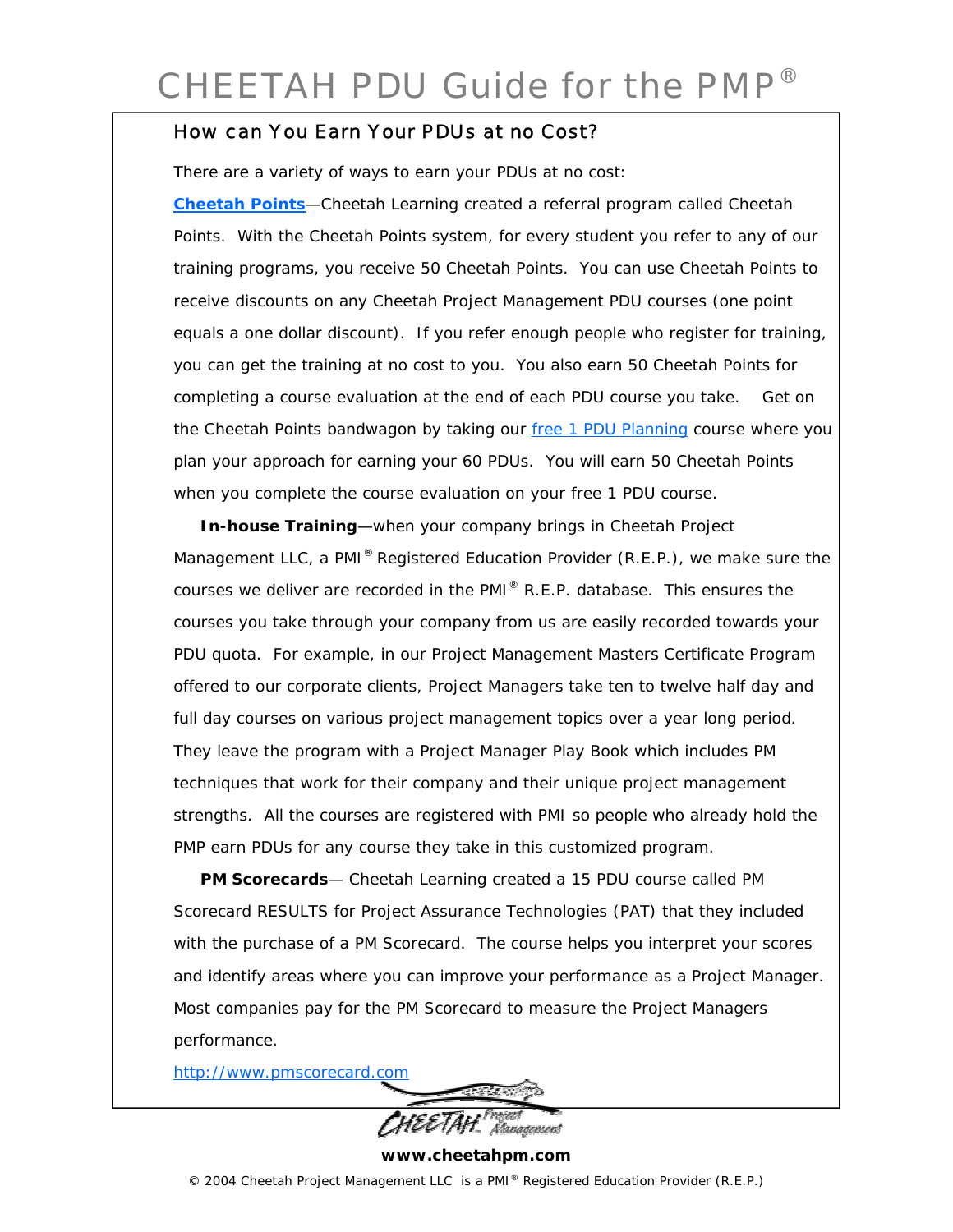## How can You Earn Your PDUs at no Cost?

There are a variety of ways to earn your PDUs at no cost:

**Cheetah Points**—Cheetah Learning created a referral program called Cheetah Points. With the Cheetah Points system, for every student you refer to any of our training programs, you receive 50 Cheetah Points. You can use Cheetah Points to receive discounts on any Cheetah Project Management PDU courses (one point equals a one dollar discount). If you refer enough people who register for training, you can get the training at no cost to you. You also earn 50 Cheetah Points for completing a course evaluation at the end of each PDU course you take. Get on the Cheetah Points bandwagon by taking our free 1 PDU Planning course where you plan your approach for earning your 60 PDUs. You will earn 50 Cheetah Points when you complete the course evaluation on your free 1 PDU course.

**In-house Training**—when your company brings in Cheetah Project Management LLC, a PMI® Registered Education Provider (R.E.P.), we make sure the courses we deliver are recorded in the PMI® R.E.P. database. This ensures the courses you take through your company from us are easily recorded towards your PDU quota. For example, in our Project Management Masters Certificate Program offered to our corporate clients, Project Managers take ten to twelve half day and full day courses on various project management topics over a year long period. They leave the program with a Project Manager Play Book which includes PM techniques that work for their company and their unique project management strengths. All the courses are registered with PMI so people who already hold the PMP earn PDUs for any course they take in this customized program.

**PM Scorecards**— Cheetah Learning created a 15 PDU course called PM Scorecard RESULTS for Project Assurance Technologies (PAT) that they included with the purchase of a PM Scorecard. The course helps you interpret your scores and identify areas where you can improve your performance as a Project Manager. Most companies pay for the PM Scorecard to measure the Project Managers performance.

http://www.pmscorecard.com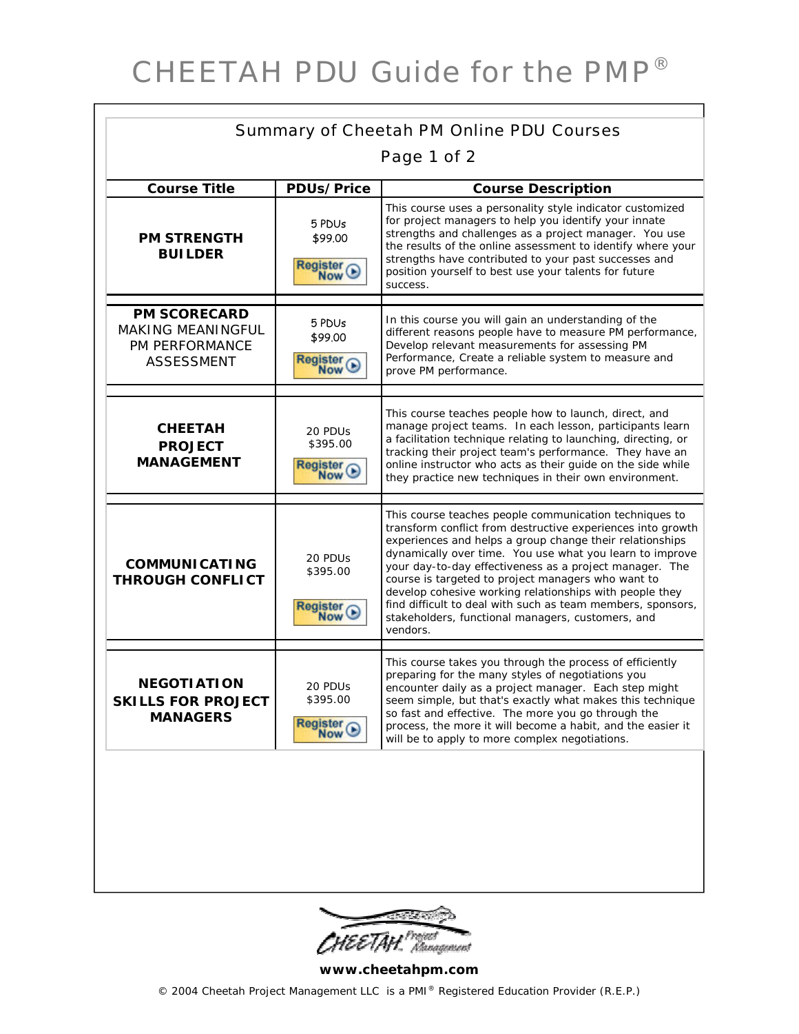# CHEETAH PDU Guide for the PMP®

## Summary of Cheetah PM Online PDU Courses

Page 1 of 2

| Course Title | PDUs/Price | Course Description |
|---|---|---|
| **PM STRENGTH BUILDER** | 5 PDUs<br>$99.00<br>Register Now | This course uses a personality style indicator customized for project managers to help you identify your innate strengths and challenges as a project manager. You use the results of the online assessment to identify where your strengths have contributed to your past successes and position yourself to best use your talents for future success. |
| **PM SCORECARD** MAKING MEANINGFUL PM PERFORMANCE ASSESSMENT | 5 PDUs<br>$99.00<br>Register Now | In this course you will gain an understanding of the different reasons people have to measure PM performance, Develop relevant measurements for assessing PM Performance, Create a reliable system to measure and prove PM performance. |
| **CHEETAH PROJECT MANAGEMENT** | 20 PDUs<br>$395.00<br>Register Now | This course teaches people how to launch, direct, and manage project teams. In each lesson, participants learn a facilitation technique relating to launching, directing, or tracking their project team's performance. They have an online instructor who acts as their guide on the side while they practice new techniques in their own environment. |
| **COMMUNICATING THROUGH CONFLICT** | 20 PDUs<br>$395.00<br>Register Now | This course teaches people communication techniques to transform conflict from destructive experiences into growth experiences and helps a group change their relationships dynamically over time. You use what you learn to improve your day-to-day effectiveness as a project manager. The course is targeted to project managers who want to develop cohesive working relationships with people they find difficult to deal with such as team members, sponsors, stakeholders, functional managers, customers, and vendors. |
| **NEGOTIATION SKILLS FOR PROJECT MANAGERS** | 20 PDUs<br>$395.00<br>Register Now | This course takes you through the process of efficiently preparing for the many styles of negotiations you encounter daily as a project manager. Each step might seem simple, but that's exactly what makes this technique so fast and effective. The more you go through the process, the more it will become a habit, and the easier it will be to apply to more complex negotiations. |

CHEETAH Project Management

**www.cheetahpm.com**

© 2004 Cheetah Project Management LLC is a PMI® Registered Education Provider (R.E.P.)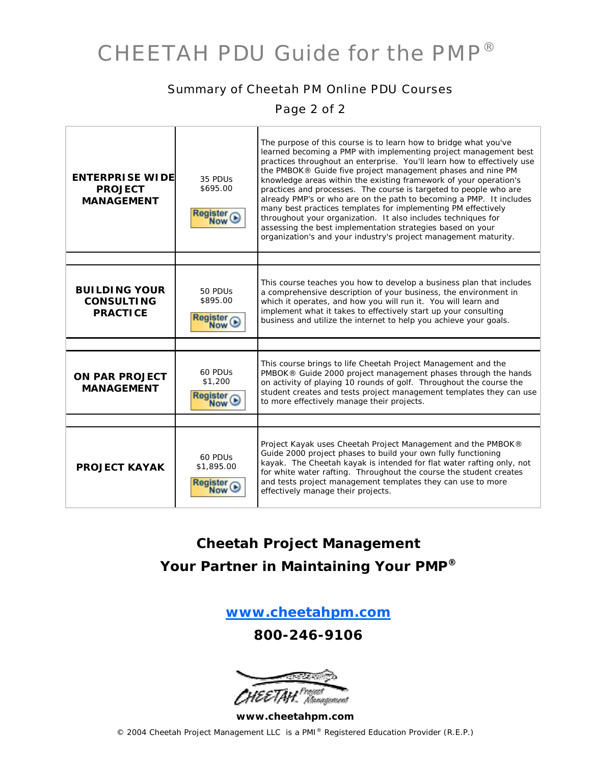# CHEETAH PDU Guide for the PMP®

## Summary of Cheetah PM Online PDU Courses

| | | |
|---|---|---|
| **ENTERPRISE WIDE PROJECT MANAGEMENT** | 35 PDUs<br>$695.00<br>Register Now | The purpose of this course is to learn how to bridge what you've learned becoming a PMP with implementing project management best practices throughout an enterprise. You'll learn how to effectively use the PMBOK® Guide five project management phases and nine PM knowledge areas within the existing framework of your operation's practices and processes. The course is targeted to people who are already PMP's or who are on the path to becoming a PMP. It includes many best practices templates for implementing PM effectively throughout your organization. It also includes techniques for assessing the best implementation strategies based on your organization's and your industry's project management maturity. |
| **BUILDING YOUR CONSULTING PRACTICE** | 50 PDUs<br>$895.00<br>Register Now | This course teaches you how to develop a business plan that includes a comprehensive description of your business, the environment in which it operates, and how you will run it. You will learn and implement what it takes to effectively start up your consulting business and utilize the internet to help you achieve your goals. |
| **ON PAR PROJECT MANAGEMENT** | 60 PDUs<br>$1,200<br>Register Now | This course brings to life Cheetah Project Management and the PMBOK® Guide 2000 project management phases through the hands on activity of playing 10 rounds of golf. Throughout the course the student creates and tests project management templates they can use to more effectively manage their projects. |
| **PROJECT KAYAK** | 60 PDUs<br>$1,895.00<br>Register Now | Project Kayak uses Cheetah Project Management and the PMBOK® Guide 2000 project phases to build your own fully functioning kayak. The Cheetah kayak is intended for flat water rafting only, not for white water rafting. Throughout the course the student creates and tests project management templates they can use to more effectively manage their projects. |

**Cheetah Project Management**

**Your Partner in Maintaining Your PMP®**

**www.cheetahpm.com**

**800-246-9106**

CHEETAH Project Management

**www.cheetahpm.com**

© 2004 Cheetah Project Management LLC is a PMI® Registered Education Provider (R.E.P.)